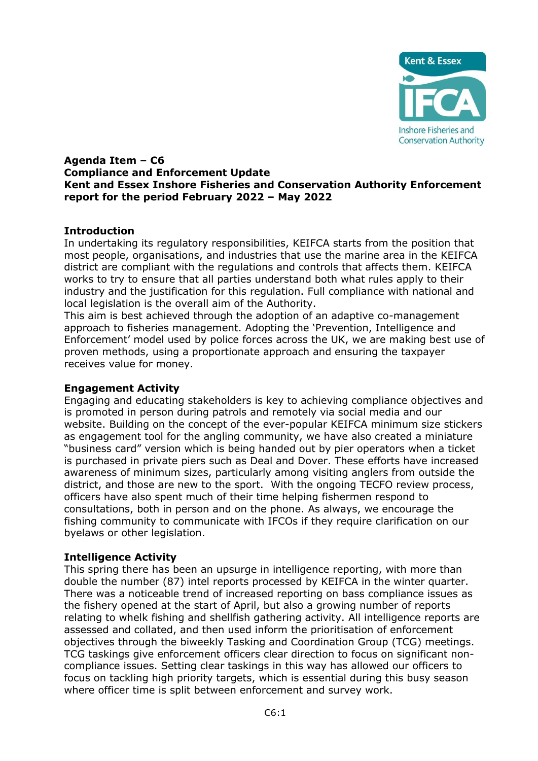**Agenda Item – C6**
**Compliance and Enforcement Update**
**Kent and Essex Inshore Fisheries and Conservation Authority Enforcement report for the period February 2022 – May 2022**

## Introduction

In undertaking its regulatory responsibilities, KEIFCA starts from the position that most people, organisations, and industries that use the marine area in the KEIFCA district are compliant with the regulations and controls that affects them. KEIFCA works to try to ensure that all parties understand both what rules apply to their industry and the justification for this regulation. Full compliance with national and local legislation is the overall aim of the Authority.
This aim is best achieved through the adoption of an adaptive co-management approach to fisheries management. Adopting the 'Prevention, Intelligence and Enforcement' model used by police forces across the UK, we are making best use of proven methods, using a proportionate approach and ensuring the taxpayer receives value for money.

## Engagement Activity

Engaging and educating stakeholders is key to achieving compliance objectives and is promoted in person during patrols and remotely via social media and our website. Building on the concept of the ever-popular KEIFCA minimum size stickers as engagement tool for the angling community, we have also created a miniature "business card" version which is being handed out by pier operators when a ticket is purchased in private piers such as Deal and Dover. These efforts have increased awareness of minimum sizes, particularly among visiting anglers from outside the district, and those are new to the sport. With the ongoing TECFO review process, officers have also spent much of their time helping fishermen respond to consultations, both in person and on the phone. As always, we encourage the fishing community to communicate with IFCOs if they require clarification on our byelaws or other legislation.

## Intelligence Activity

This spring there has been an upsurge in intelligence reporting, with more than double the number (87) intel reports processed by KEIFCA in the winter quarter. There was a noticeable trend of increased reporting on bass compliance issues as the fishery opened at the start of April, but also a growing number of reports relating to whelk fishing and shellfish gathering activity. All intelligence reports are assessed and collated, and then used inform the prioritisation of enforcement objectives through the biweekly Tasking and Coordination Group (TCG) meetings. TCG taskings give enforcement officers clear direction to focus on significant non-compliance issues. Setting clear taskings in this way has allowed our officers to focus on tackling high priority targets, which is essential during this busy season where officer time is split between enforcement and survey work.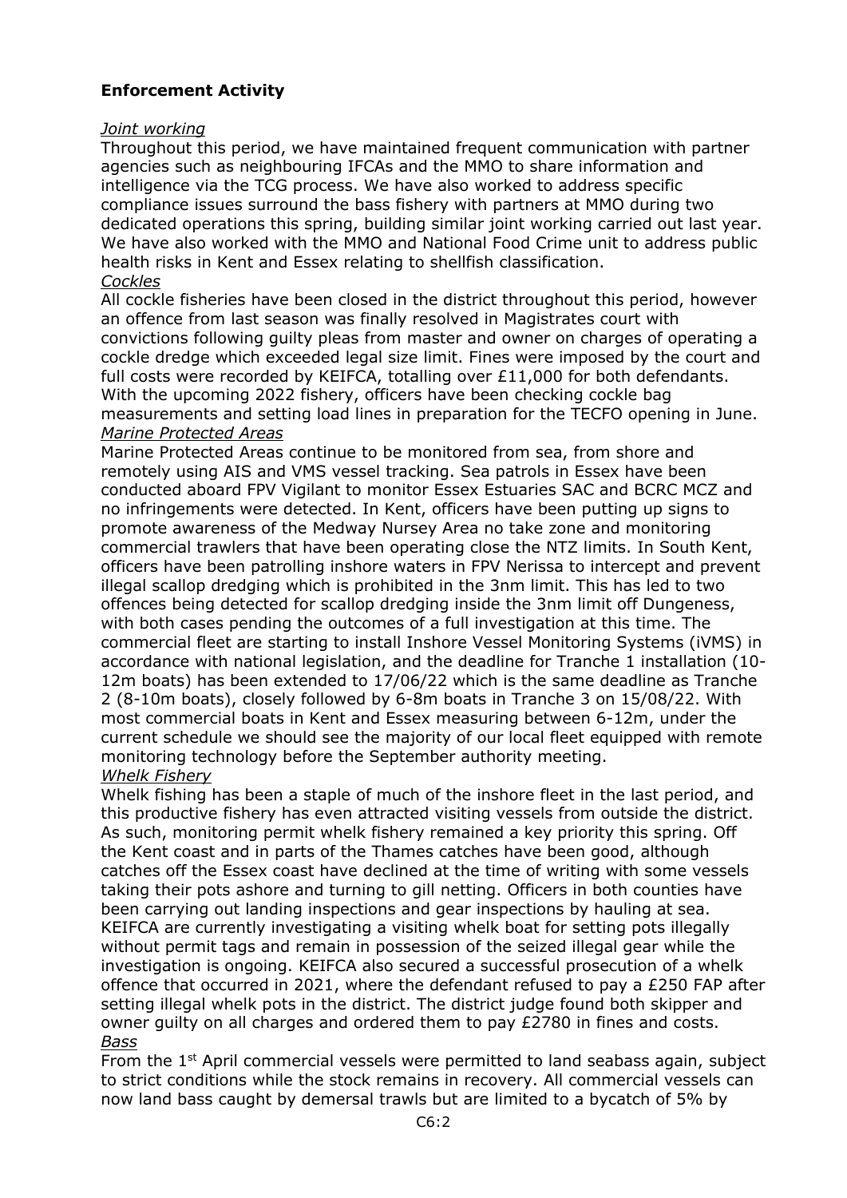**Enforcement Activity**

*Joint working*

Throughout this period, we have maintained frequent communication with partner agencies such as neighbouring IFCAs and the MMO to share information and intelligence via the TCG process. We have also worked to address specific compliance issues surround the bass fishery with partners at MMO during two dedicated operations this spring, building similar joint working carried out last year. We have also worked with the MMO and National Food Crime unit to address public health risks in Kent and Essex relating to shellfish classification.

*Cockles*

All cockle fisheries have been closed in the district throughout this period, however an offence from last season was finally resolved in Magistrates court with convictions following guilty pleas from master and owner on charges of operating a cockle dredge which exceeded legal size limit. Fines were imposed by the court and full costs were recorded by KEIFCA, totalling over £11,000 for both defendants. With the upcoming 2022 fishery, officers have been checking cockle bag measurements and setting load lines in preparation for the TECFO opening in June.

*Marine Protected Areas*

Marine Protected Areas continue to be monitored from sea, from shore and remotely using AIS and VMS vessel tracking. Sea patrols in Essex have been conducted aboard FPV Vigilant to monitor Essex Estuaries SAC and BCRC MCZ and no infringements were detected. In Kent, officers have been putting up signs to promote awareness of the Medway Nursey Area no take zone and monitoring commercial trawlers that have been operating close the NTZ limits. In South Kent, officers have been patrolling inshore waters in FPV Nerissa to intercept and prevent illegal scallop dredging which is prohibited in the 3nm limit. This has led to two offences being detected for scallop dredging inside the 3nm limit off Dungeness, with both cases pending the outcomes of a full investigation at this time. The commercial fleet are starting to install Inshore Vessel Monitoring Systems (iVMS) in accordance with national legislation, and the deadline for Tranche 1 installation (10-12m boats) has been extended to 17/06/22 which is the same deadline as Tranche 2 (8-10m boats), closely followed by 6-8m boats in Tranche 3 on 15/08/22. With most commercial boats in Kent and Essex measuring between 6-12m, under the current schedule we should see the majority of our local fleet equipped with remote monitoring technology before the September authority meeting.

*Whelk Fishery*

Whelk fishing has been a staple of much of the inshore fleet in the last period, and this productive fishery has even attracted visiting vessels from outside the district. As such, monitoring permit whelk fishery remained a key priority this spring. Off the Kent coast and in parts of the Thames catches have been good, although catches off the Essex coast have declined at the time of writing with some vessels taking their pots ashore and turning to gill netting. Officers in both counties have been carrying out landing inspections and gear inspections by hauling at sea. KEIFCA are currently investigating a visiting whelk boat for setting pots illegally without permit tags and remain in possession of the seized illegal gear while the investigation is ongoing. KEIFCA also secured a successful prosecution of a whelk offence that occurred in 2021, where the defendant refused to pay a £250 FAP after setting illegal whelk pots in the district. The district judge found both skipper and owner guilty on all charges and ordered them to pay £2780 in fines and costs.

*Bass*

From the 1st April commercial vessels were permitted to land seabass again, subject to strict conditions while the stock remains in recovery. All commercial vessels can now land bass caught by demersal trawls but are limited to a bycatch of 5% by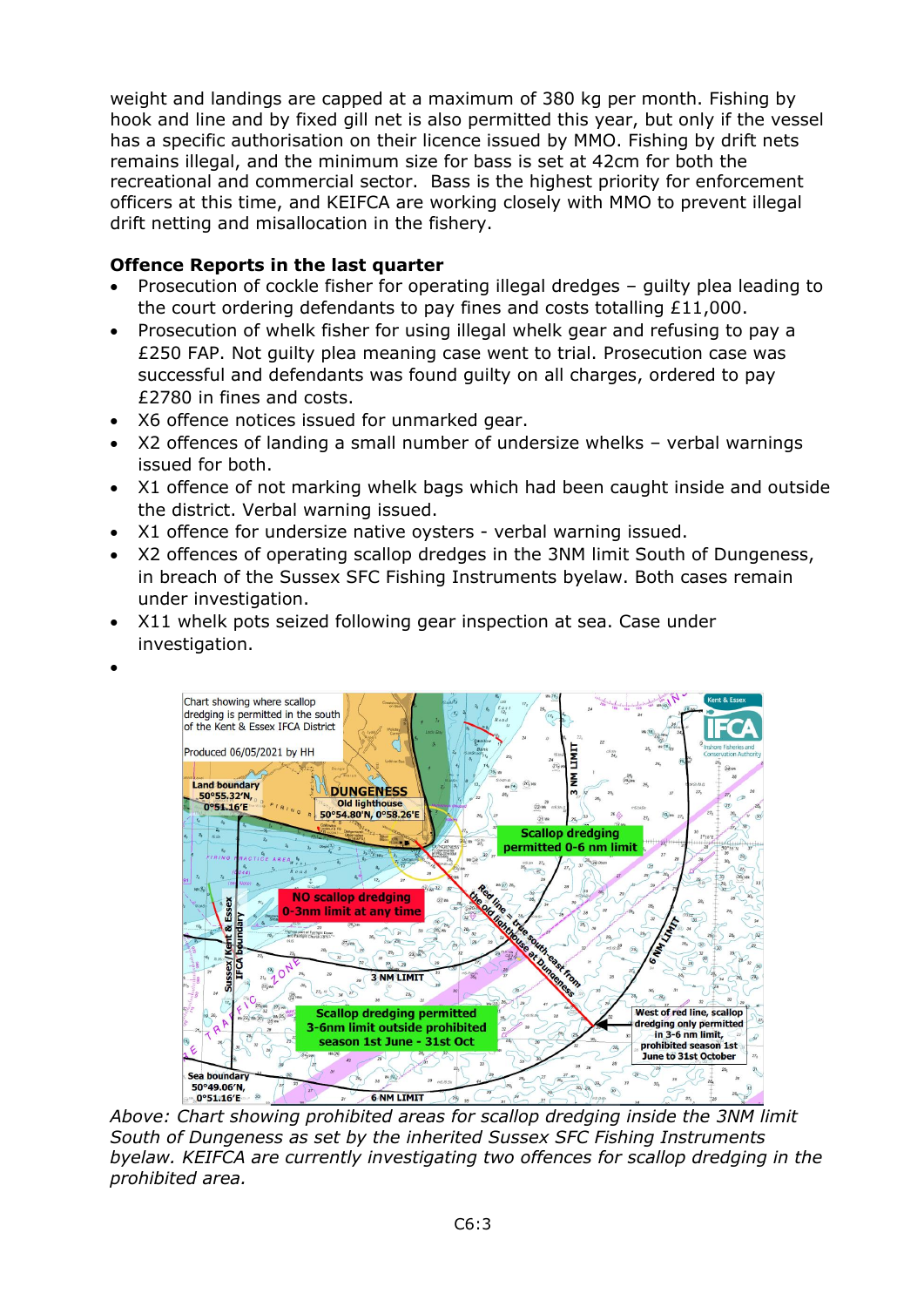weight and landings are capped at a maximum of 380 kg per month. Fishing by hook and line and by fixed gill net is also permitted this year, but only if the vessel has a specific authorisation on their licence issued by MMO. Fishing by drift nets remains illegal, and the minimum size for bass is set at 42cm for both the recreational and commercial sector. Bass is the highest priority for enforcement officers at this time, and KEIFCA are working closely with MMO to prevent illegal drift netting and misallocation in the fishery.

**Offence Reports in the last quarter**

- Prosecution of cockle fisher for operating illegal dredges – guilty plea leading to the court ordering defendants to pay fines and costs totalling £11,000.
- Prosecution of whelk fisher for using illegal whelk gear and refusing to pay a £250 FAP. Not guilty plea meaning case went to trial. Prosecution case was successful and defendants was found guilty on all charges, ordered to pay £2780 in fines and costs.
- X6 offence notices issued for unmarked gear.
- X2 offences of landing a small number of undersize whelks – verbal warnings issued for both.
- X1 offence of not marking whelk bags which had been caught inside and outside the district. Verbal warning issued.
- X1 offence for undersize native oysters - verbal warning issued.
- X2 offences of operating scallop dredges in the 3NM limit South of Dungeness, in breach of the Sussex SFC Fishing Instruments byelaw. Both cases remain under investigation.
- X11 whelk pots seized following gear inspection at sea. Case under investigation.
-

*Above: Chart showing prohibited areas for scallop dredging inside the 3NM limit South of Dungeness as set by the inherited Sussex SFC Fishing Instruments byelaw. KEIFCA are currently investigating two offences for scallop dredging in the prohibited area.*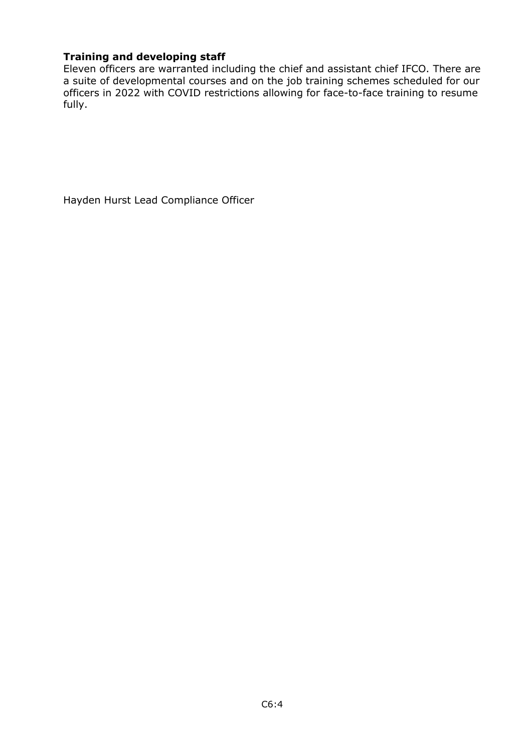**Training and developing staff**

Eleven officers are warranted including the chief and assistant chief IFCO. There are a suite of developmental courses and on the job training schemes scheduled for our officers in 2022 with COVID restrictions allowing for face-to-face training to resume fully.

Hayden Hurst Lead Compliance Officer